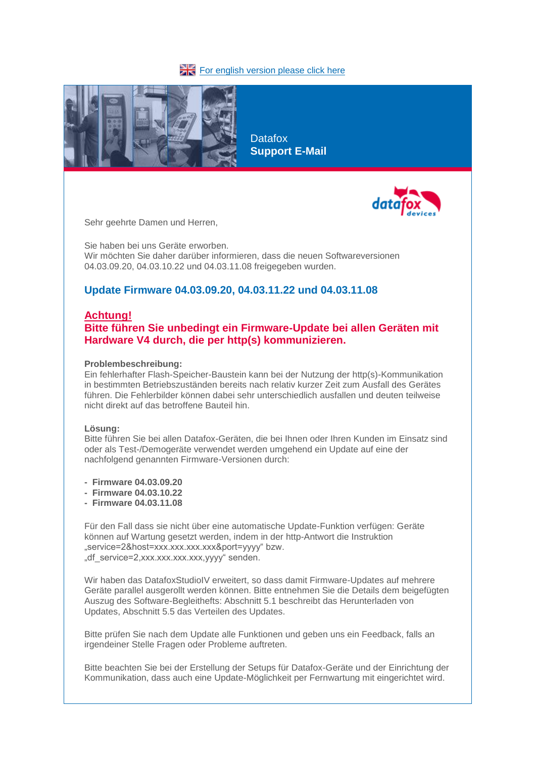For english version please click here

Datafox
**Support E-Mail**

Sehr geehrte Damen und Herren,

Sie haben bei uns Geräte erworben.
Wir möchten Sie daher darüber informieren, dass die neuen Softwareversionen 04.03.09.20, 04.03.10.22 und 04.03.11.08 freigegeben wurden.

## Update Firmware 04.03.09.20, 04.03.11.22 und 04.03.11.08

**Achtung!**
**Bitte führen Sie unbedingt ein Firmware-Update bei allen Geräten mit Hardware V4 durch, die per http(s) kommunizieren.**

**Problembeschreibung:**
Ein fehlerhafter Flash-Speicher-Baustein kann bei der Nutzung der http(s)-Kommunikation in bestimmten Betriebszuständen bereits nach relativ kurzer Zeit zum Ausfall des Gerätes führen. Die Fehlerbilder können dabei sehr unterschiedlich ausfallen und deuten teilweise nicht direkt auf das betroffene Bauteil hin.

**Lösung:**
Bitte führen Sie bei allen Datafox-Geräten, die bei Ihnen oder Ihren Kunden im Einsatz sind oder als Test-/Demogeräte verwendet werden umgehend ein Update auf eine der nachfolgend genannten Firmware-Versionen durch:

- **Firmware 04.03.09.20**
- **Firmware 04.03.10.22**
- **Firmware 04.03.11.08**

Für den Fall dass sie nicht über eine automatische Update-Funktion verfügen: Geräte können auf Wartung gesetzt werden, indem in der http-Antwort die Instruktion „service=2&host=xxx.xxx.xxx.xxx&port=yyyy“ bzw. „df_service=2,xxx.xxx.xxx.xxx,yyyy“ senden.

Wir haben das DatafoxStudioIV erweitert, so dass damit Firmware-Updates auf mehrere Geräte parallel ausgerollt werden können. Bitte entnehmen Sie die Details dem beigefügten Auszug des Software-Begleitheft­s: Abschnitt 5.1 beschreibt das Herunterladen von Updates, Abschnitt 5.5 das Verteilen des Updates.

Bitte prüfen Sie nach dem Update alle Funktionen und geben uns ein Feedback, falls an irgendeiner Stelle Fragen oder Probleme auftreten.

Bitte beachten Sie bei der Erstellung der Setups für Datafox-Geräte und der Einrichtung der Kommunikation, dass auch eine Update-Möglichkeit per Fernwartung mit eingerichtet wird.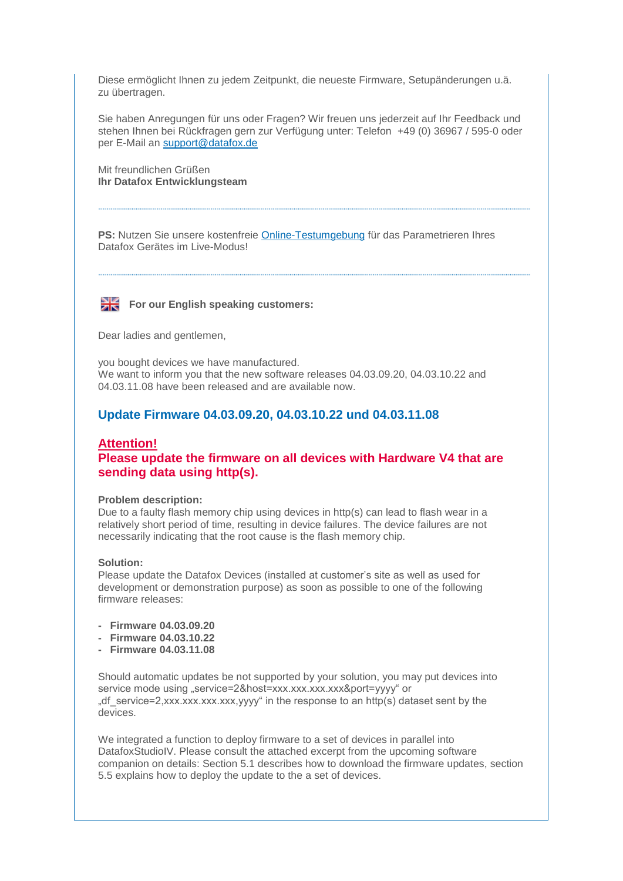Diese ermöglicht Ihnen zu jedem Zeitpunkt, die neueste Firmware, Setupänderungen u.ä. zu übertragen.

Sie haben Anregungen für uns oder Fragen? Wir freuen uns jederzeit auf Ihr Feedback und stehen Ihnen bei Rückfragen gern zur Verfügung unter: Telefon +49 (0) 36967 / 595-0 oder per E-Mail an support@datafox.de

Mit freundlichen Grüßen
**Ihr Datafox Entwicklungsteam**

---

**PS:** Nutzen Sie unsere kostenfreie Online-Testumgebung für das Parametrieren Ihres Datafox Gerätes im Live-Modus!

---

**For our English speaking customers:**

Dear ladies and gentlemen,

you bought devices we have manufactured.
We want to inform you that the new software releases 04.03.09.20, 04.03.10.22 and 04.03.11.08 have been released and are available now.

## Update Firmware 04.03.09.20, 04.03.10.22 und 04.03.11.08

### Attention!
### Please update the firmware on all devices with Hardware V4 that are sending data using http(s).

**Problem description:**
Due to a faulty flash memory chip using devices in http(s) can lead to flash wear in a relatively short period of time, resulting in device failures. The device failures are not necessarily indicating that the root cause is the flash memory chip.

**Solution:**
Please update the Datafox Devices (installed at customer's site as well as used for development or demonstration purpose) as soon as possible to one of the following firmware releases:

- **Firmware 04.03.09.20**
- **Firmware 04.03.10.22**
- **Firmware 04.03.11.08**

Should automatic updates be not supported by your solution, you may put devices into service mode using „service=2&host=xxx.xxx.xxx.xxx&port=yyyy" or „df_service=2,xxx.xxx.xxx.xxx,yyyy" in the response to an http(s) dataset sent by the devices.

We integrated a function to deploy firmware to a set of devices in parallel into DatafoxStudioIV. Please consult the attached excerpt from the upcoming software companion on details: Section 5.1 describes how to download the firmware updates, section 5.5 explains how to deploy the update to the a set of devices.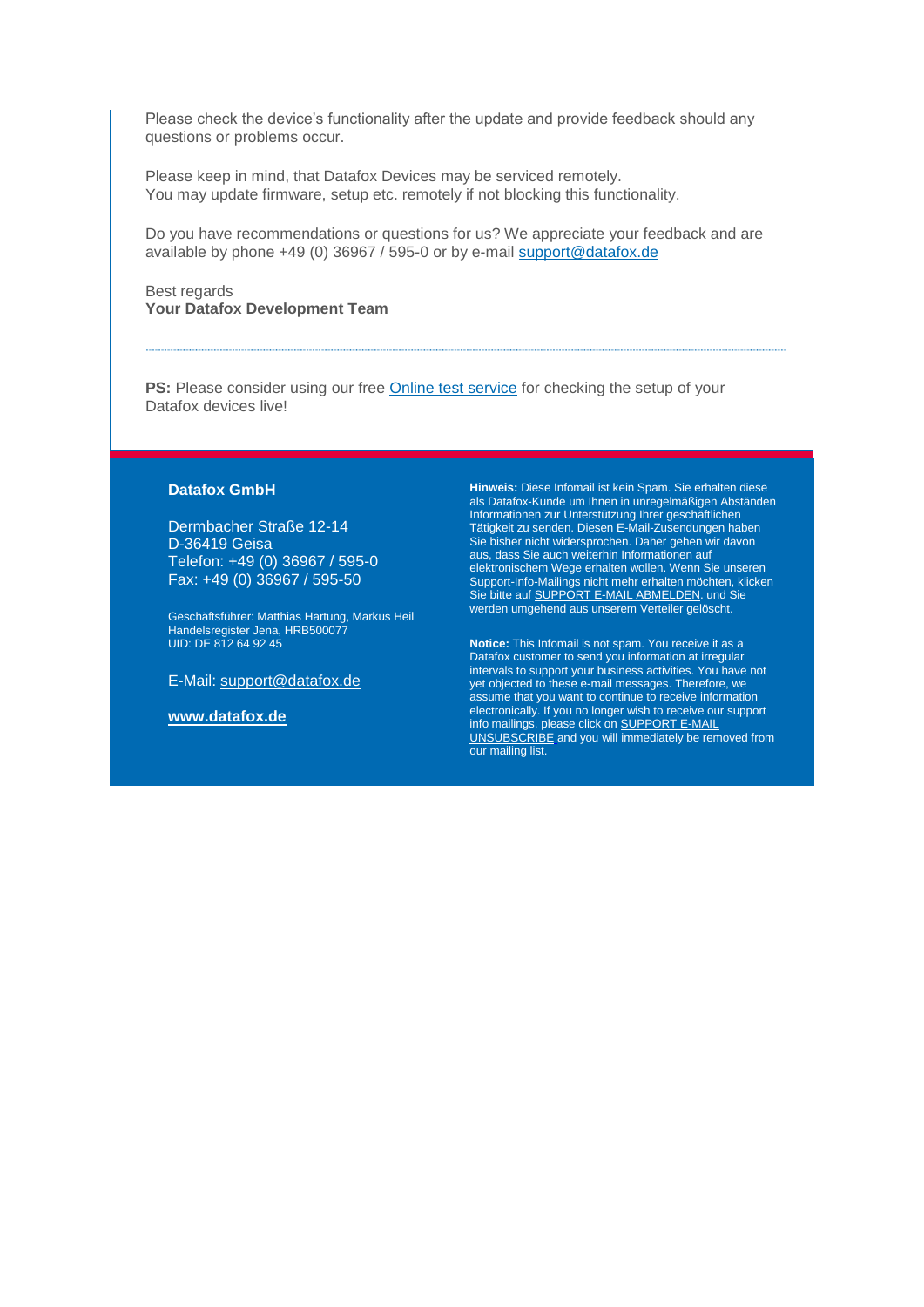Please check the device's functionality after the update and provide feedback should any questions or problems occur.

Please keep in mind, that Datafox Devices may be serviced remotely.
You may update firmware, setup etc. remotely if not blocking this functionality.

Do you have recommendations or questions for us? We appreciate your feedback and are available by phone +49 (0) 36967 / 595-0 or by e-mail support@datafox.de

Best regards
**Your Datafox Development Team**

---

**PS:** Please consider using our free Online test service for checking the setup of your Datafox devices live!

**Datafox GmbH**

Dermbacher Straße 12-14
D-36419 Geisa
Telefon: +49 (0) 36967 / 595-0
Fax: +49 (0) 36967 / 595-50

Geschäftsführer: Matthias Hartung, Markus Heil
Handelsregister Jena, HRB500077
UID: DE 812 64 92 45

E-Mail: support@datafox.de

**www.datafox.de**

**Hinweis:** Diese Infomail ist kein Spam. Sie erhalten diese als Datafox-Kunde um Ihnen in unregelmäßigen Abständen Informationen zur Unterstützung Ihrer geschäftlichen Tätigkeit zu senden. Diesen E-Mail-Zusendungen haben Sie bisher nicht widersprochen. Daher gehen wir davon aus, dass Sie auch weiterhin Informationen auf elektronischem Wege erhalten wollen. Wenn Sie unseren Support-Info-Mailings nicht mehr erhalten möchten, klicken Sie bitte auf SUPPORT E-MAIL ABMELDEN, und Sie werden umgehend aus unserem Verteiler gelöscht.

**Notice:** This Infomail is not spam. You receive it as a Datafox customer to send you information at irregular intervals to support your business activities. You have not yet objected to these e-mail messages. Therefore, we assume that you want to continue to receive information electronically. If you no longer wish to receive our support info mailings, please click on SUPPORT E-MAIL UNSUBSCRIBE and you will immediately be removed from our mailing list.